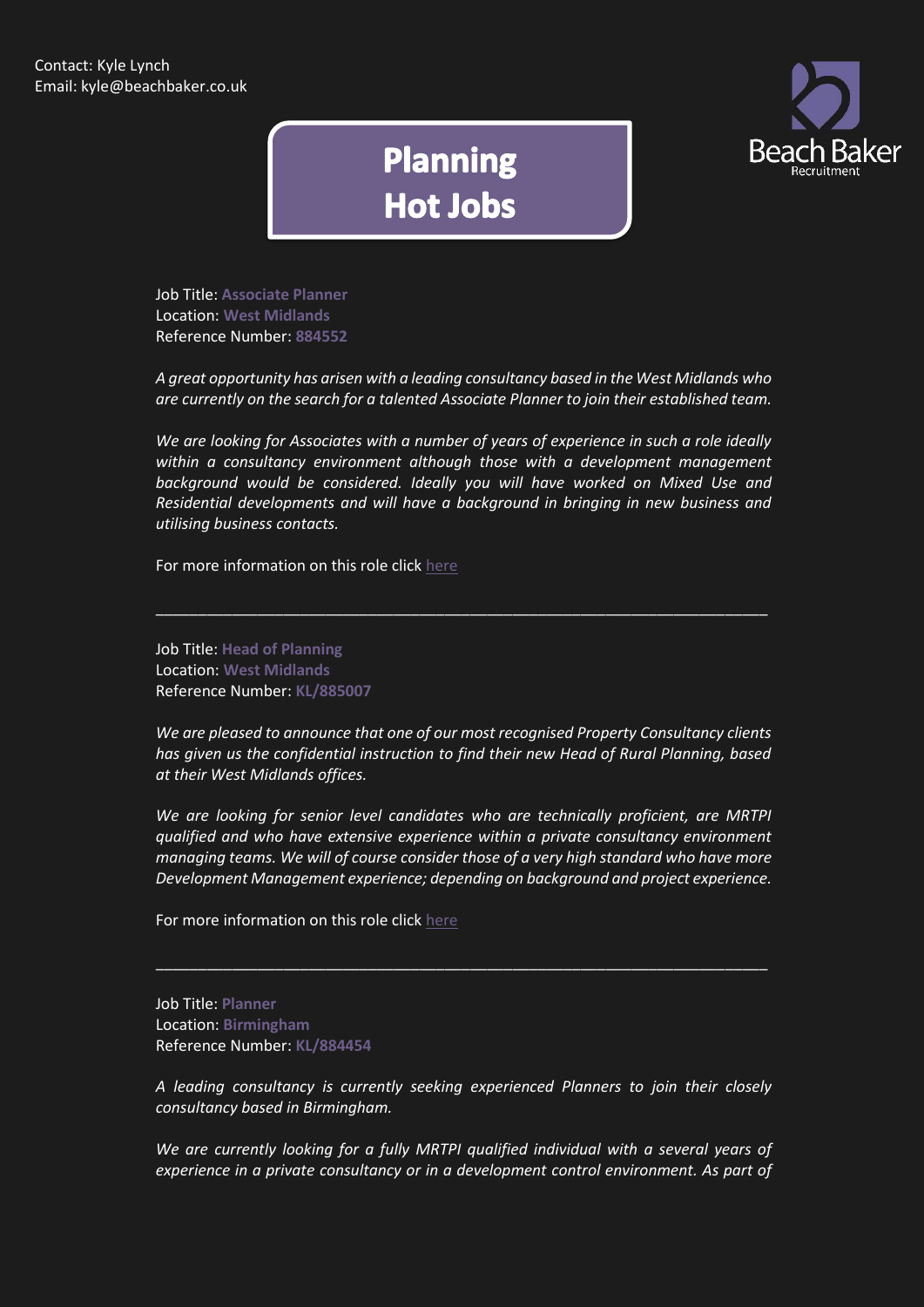Contact: Kyle Lynch
Email: kyle@beachbaker.co.uk

# Planning Hot Jobs

Job Title: **Associate Planner**
Location: **West Midlands**
Reference Number: **884552**

*A great opportunity has arisen with a leading consultancy based in the West Midlands who are currently on the search for a talented Associate Planner to join their established team.*

*We are looking for Associates with a number of years of experience in such a role ideally within a consultancy environment although those with a development management background would be considered. Ideally you will have worked on Mixed Use and Residential developments and will have a background in bringing in new business and utilising business contacts.*

For more information on this role click here

---

Job Title: **Head of Planning**
Location: **West Midlands**
Reference Number: **KL/885007**

*We are pleased to announce that one of our most recognised Property Consultancy clients has given us the confidential instruction to find their new Head of Rural Planning, based at their West Midlands offices.*

*We are looking for senior level candidates who are technically proficient, are MRTPI qualified and who have extensive experience within a private consultancy environment managing teams. We will of course consider those of a very high standard who have more Development Management experience; depending on background and project experience.*

For more information on this role click here

---

Job Title: **Planner**
Location: **Birmingham**
Reference Number: **KL/884454**

*A leading consultancy is currently seeking experienced Planners to join their closely consultancy based in Birmingham.*

*We are currently looking for a fully MRTPI qualified individual with a several years of experience in a private consultancy or in a development control environment. As part of*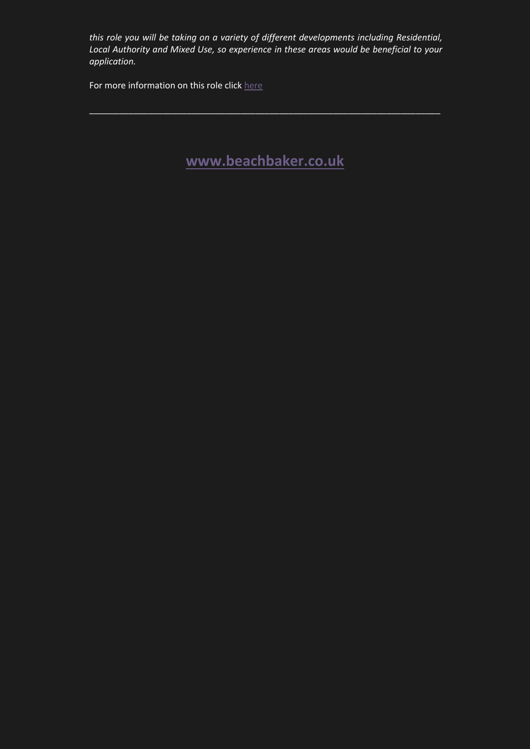*this role you will be taking on a variety of different developments including Residential, Local Authority and Mixed Use, so experience in these areas would be beneficial to your application.*

For more information on this role click [here]

---

**[www.beachbaker.co.uk]**